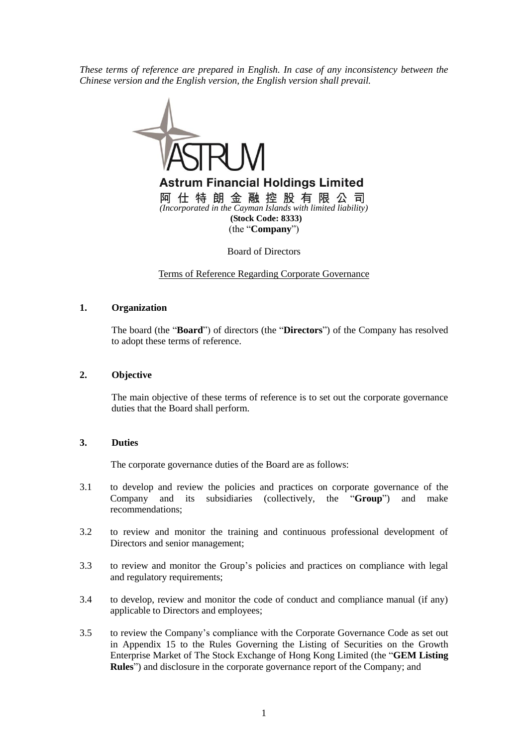*These terms of reference are prepared in English. In case of any inconsistency between the Chinese version and the English version, the English version shall prevail.*

**Astrum Financial Holdings Limited**

阿仕特朗金融控股有限公司

*(Incorporated in the Cayman Islands with limited liability)*

**(Stock Code: 8333)**

(the "**Company**")

Board of Directors

Terms of Reference Regarding Corporate Governance

**1. Organization**

The board (the "**Board**") of directors (the "**Directors**") of the Company has resolved to adopt these terms of reference.

**2. Objective**

The main objective of these terms of reference is to set out the corporate governance duties that the Board shall perform.

**3. Duties**

The corporate governance duties of the Board are as follows:

3.1 to develop and review the policies and practices on corporate governance of the Company and its subsidiaries (collectively, the "**Group**") and make recommendations;

3.2 to review and monitor the training and continuous professional development of Directors and senior management;

3.3 to review and monitor the Group's policies and practices on compliance with legal and regulatory requirements;

3.4 to develop, review and monitor the code of conduct and compliance manual (if any) applicable to Directors and employees;

3.5 to review the Company's compliance with the Corporate Governance Code as set out in Appendix 15 to the Rules Governing the Listing of Securities on the Growth Enterprise Market of The Stock Exchange of Hong Kong Limited (the "**GEM Listing Rules**") and disclosure in the corporate governance report of the Company; and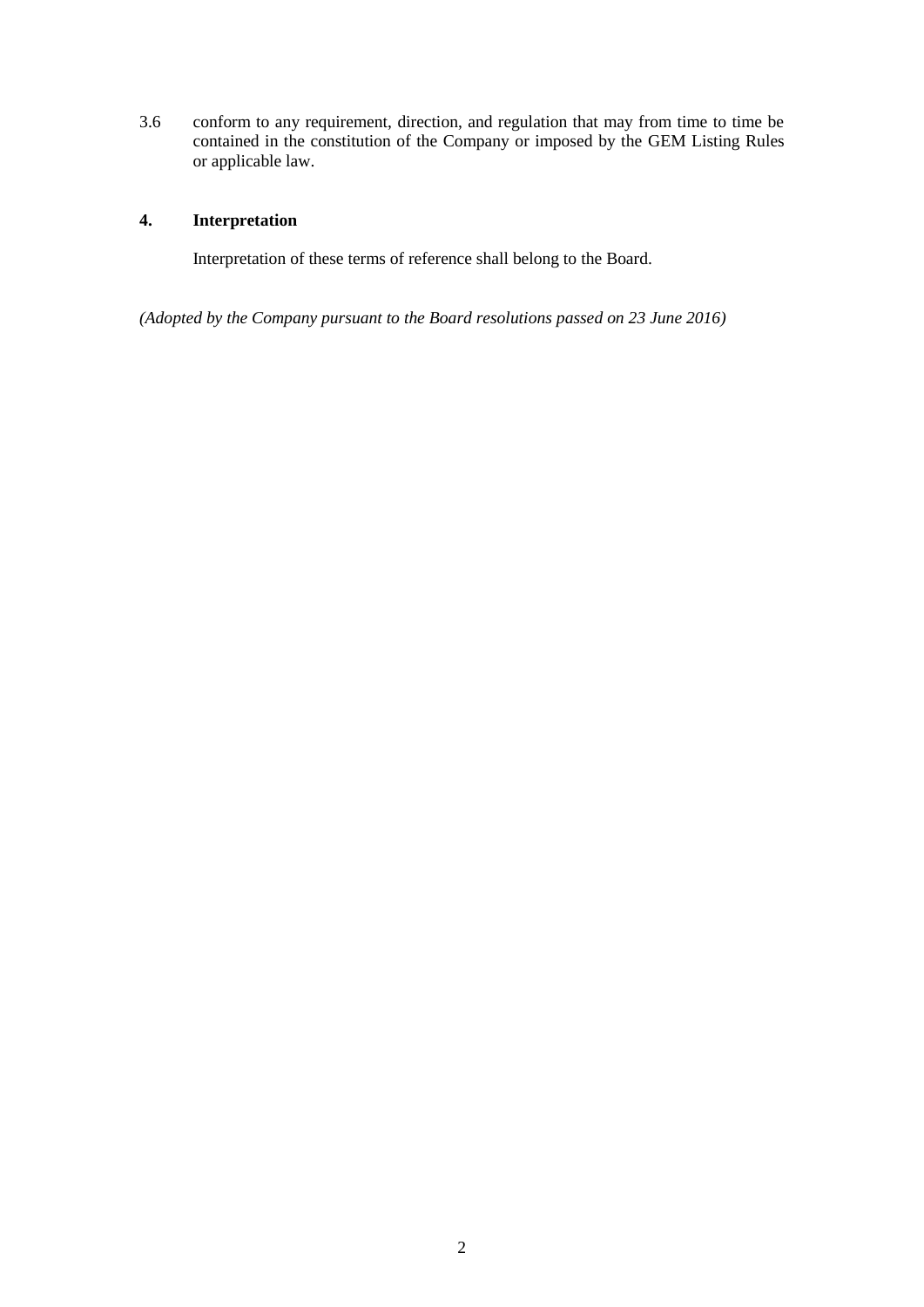3.6 conform to any requirement, direction, and regulation that may from time to time be contained in the constitution of the Company or imposed by the GEM Listing Rules or applicable law.

## 4. Interpretation

Interpretation of these terms of reference shall belong to the Board.

*(Adopted by the Company pursuant to the Board resolutions passed on 23 June 2016)*